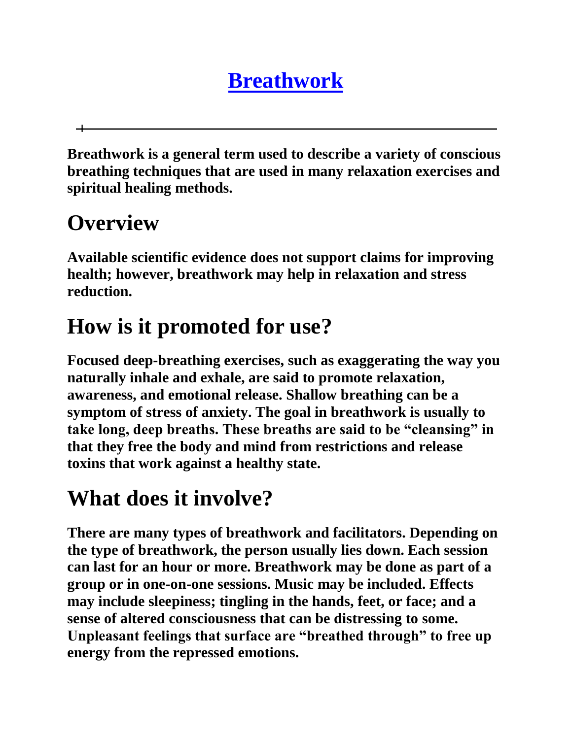# Breathwork

---

**Breathwork is a general term used to describe a variety of conscious breathing techniques that are used in many relaxation exercises and spiritual healing methods.**

## Overview

**Available scientific evidence does not support claims for improving health; however, breathwork may help in relaxation and stress reduction.**

## How is it promoted for use?

**Focused deep-breathing exercises, such as exaggerating the way you naturally inhale and exhale, are said to promote relaxation, awareness, and emotional release. Shallow breathing can be a symptom of stress of anxiety. The goal in breathwork is usually to take long, deep breaths. These breaths are said to be "cleansing" in that they free the body and mind from restrictions and release toxins that work against a healthy state.**

## What does it involve?

**There are many types of breathwork and facilitators. Depending on the type of breathwork, the person usually lies down. Each session can last for an hour or more. Breathwork may be done as part of a group or in one-on-one sessions. Music may be included. Effects may include sleepiness; tingling in the hands, feet, or face; and a sense of altered consciousness that can be distressing to some. Unpleasant feelings that surface are "breathed through" to free up energy from the repressed emotions.**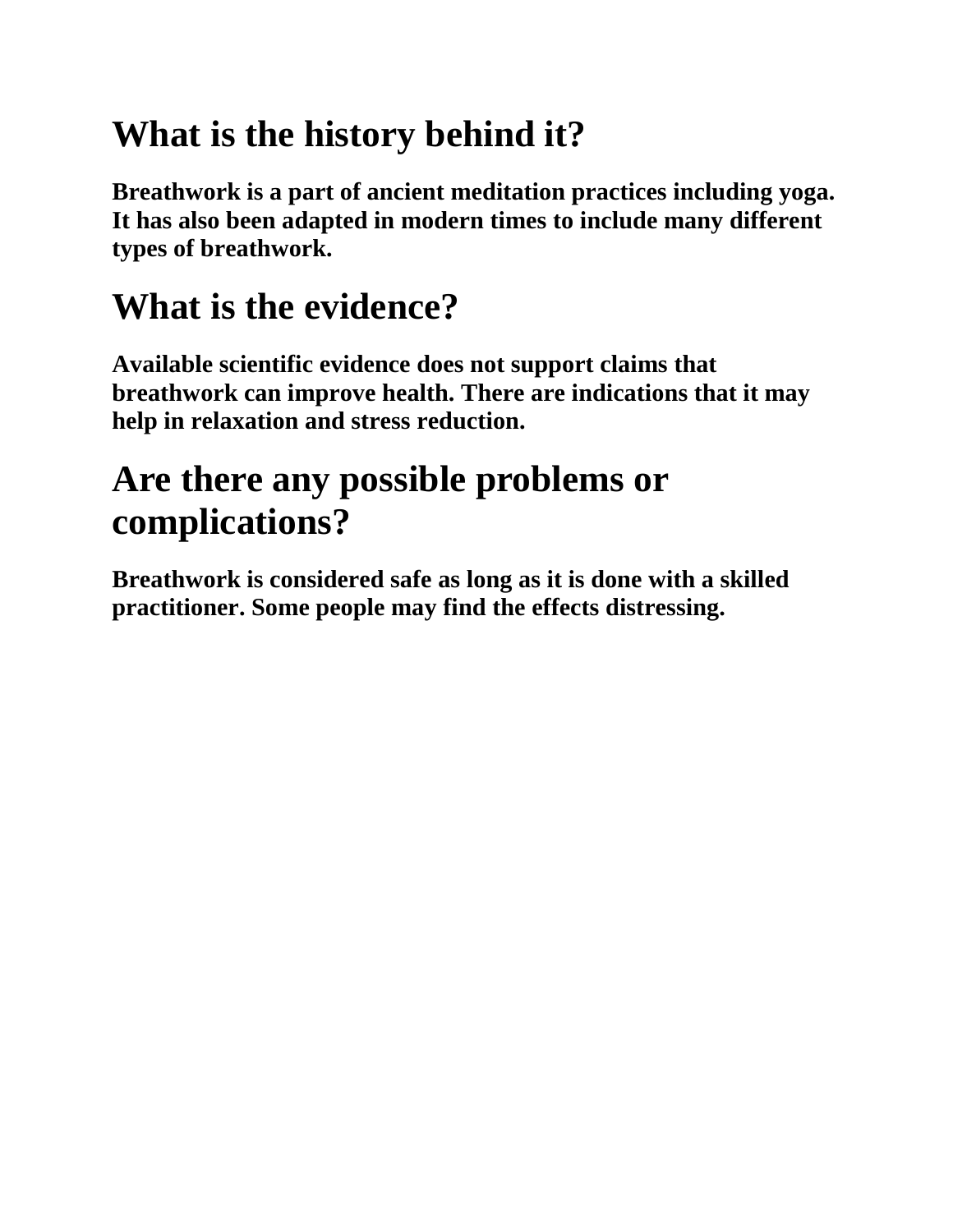## What is the history behind it?

**Breathwork is a part of ancient meditation practices including yoga. It has also been adapted in modern times to include many different types of breathwork.**

## What is the evidence?

**Available scientific evidence does not support claims that breathwork can improve health. There are indications that it may help in relaxation and stress reduction.**

## Are there any possible problems or complications?

**Breathwork is considered safe as long as it is done with a skilled practitioner. Some people may find the effects distressing.**